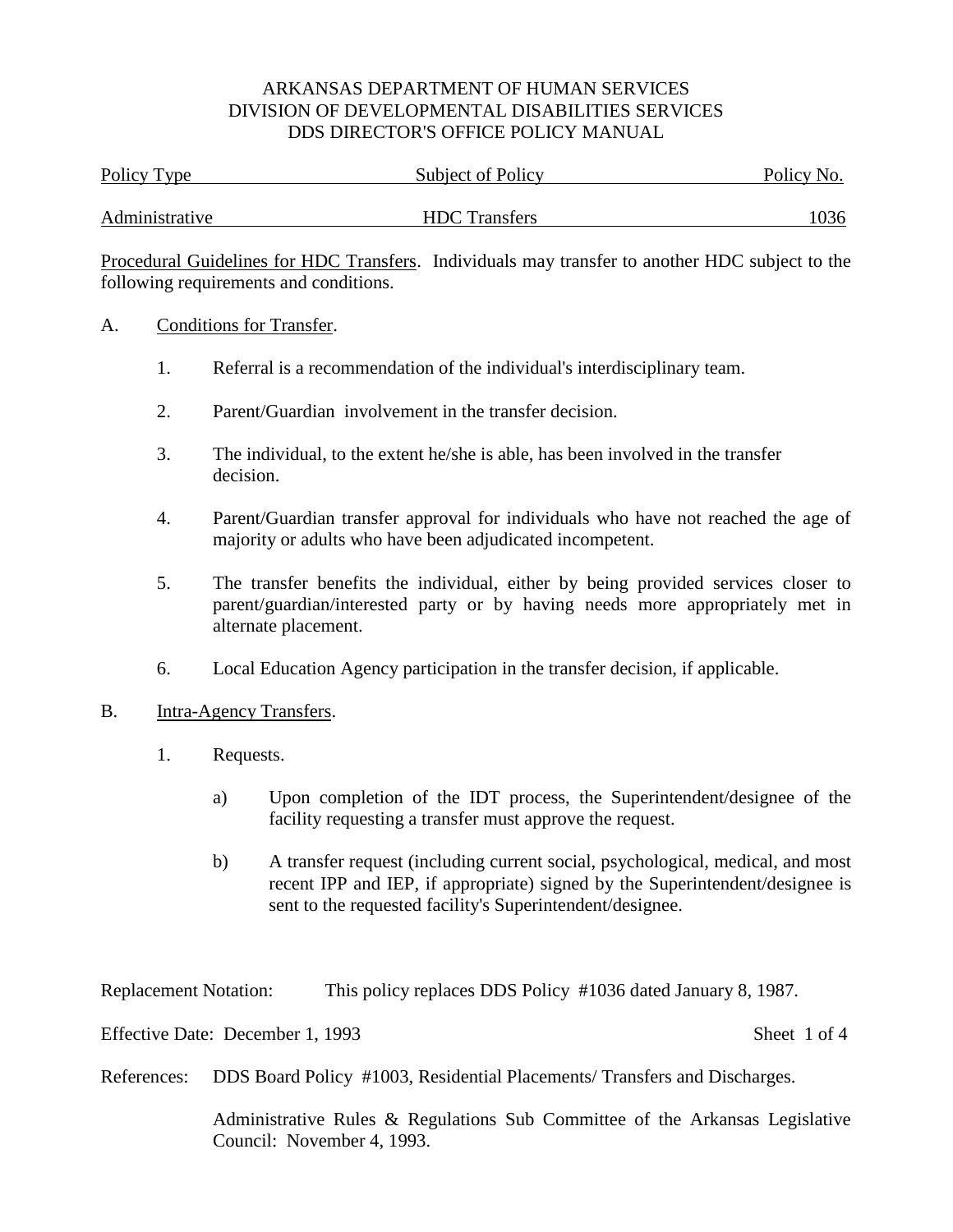ARKANSAS DEPARTMENT OF HUMAN SERVICES
DIVISION OF DEVELOPMENTAL DISABILITIES SERVICES
DDS DIRECTOR'S OFFICE POLICY MANUAL

| Policy Type | Subject of Policy | Policy No. |
| --- | --- | --- |
| Administrative | HDC Transfers | 1036 |

Procedural Guidelines for HDC Transfers. Individuals may transfer to another HDC subject to the following requirements and conditions.

A. Conditions for Transfer.

1. Referral is a recommendation of the individual's interdisciplinary team.

2. Parent/Guardian involvement in the transfer decision.

3. The individual, to the extent he/she is able, has been involved in the transfer decision.

4. Parent/Guardian transfer approval for individuals who have not reached the age of majority or adults who have been adjudicated incompetent.

5. The transfer benefits the individual, either by being provided services closer to parent/guardian/interested party or by having needs more appropriately met in alternate placement.

6. Local Education Agency participation in the transfer decision, if applicable.

B. Intra-Agency Transfers.

1. Requests.

   a) Upon completion of the IDT process, the Superintendent/designee of the facility requesting a transfer must approve the request.

   b) A transfer request (including current social, psychological, medical, and most recent IPP and IEP, if appropriate) signed by the Superintendent/designee is sent to the requested facility's Superintendent/designee.

Replacement Notation: This policy replaces DDS Policy #1036 dated January 8, 1987.

Effective Date: December 1, 1993

References: DDS Board Policy #1003, Residential Placements/ Transfers and Discharges.

Administrative Rules & Regulations Sub Committee of the Arkansas Legislative Council: November 4, 1993.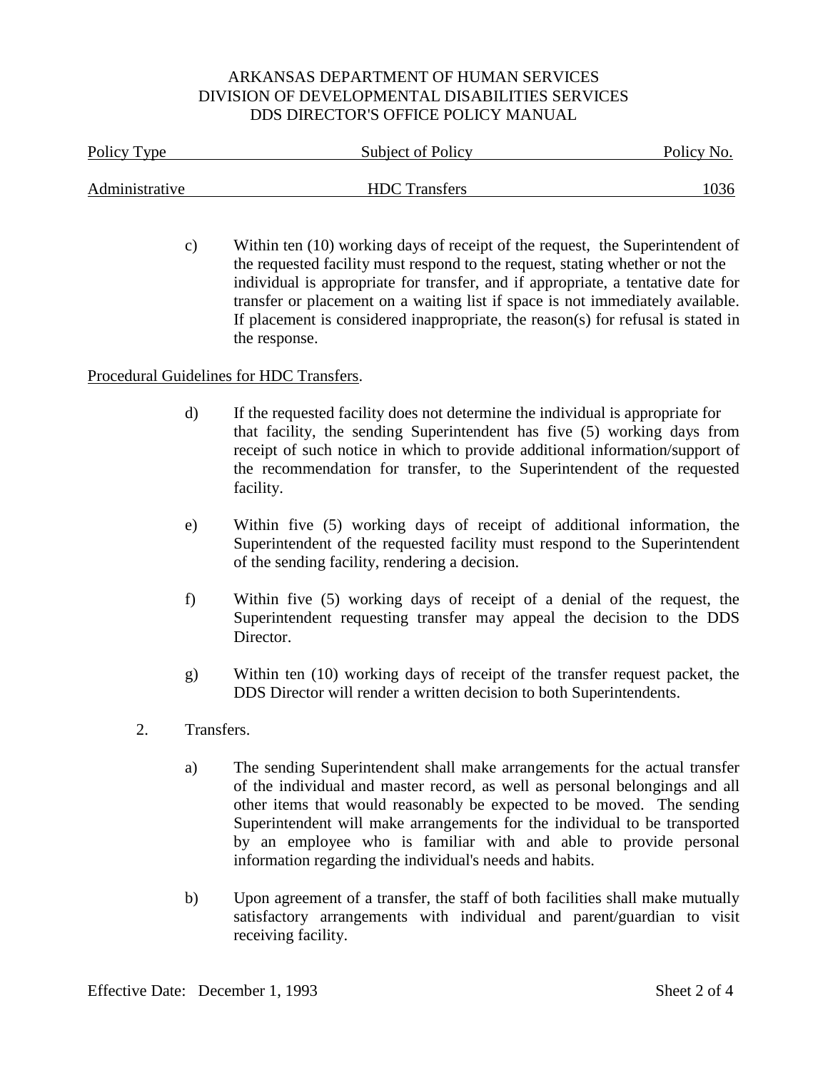c) Within ten (10) working days of receipt of the request, the Superintendent of the requested facility must respond to the request, stating whether or not the individual is appropriate for transfer, and if appropriate, a tentative date for transfer or placement on a waiting list if space is not immediately available. If placement is considered inappropriate, the reason(s) for refusal is stated in the response.

Procedural Guidelines for HDC Transfers.

d) If the requested facility does not determine the individual is appropriate for that facility, the sending Superintendent has five (5) working days from receipt of such notice in which to provide additional information/support of the recommendation for transfer, to the Superintendent of the requested facility.

e) Within five (5) working days of receipt of additional information, the Superintendent of the requested facility must respond to the Superintendent of the sending facility, rendering a decision.

f) Within five (5) working days of receipt of a denial of the request, the Superintendent requesting transfer may appeal the decision to the DDS Director.

g) Within ten (10) working days of receipt of the transfer request packet, the DDS Director will render a written decision to both Superintendents.

2. Transfers.

a) The sending Superintendent shall make arrangements for the actual transfer of the individual and master record, as well as personal belongings and all other items that would reasonably be expected to be moved. The sending Superintendent will make arrangements for the individual to be transported by an employee who is familiar with and able to provide personal information regarding the individual's needs and habits.

b) Upon agreement of a transfer, the staff of both facilities shall make mutually satisfactory arrangements with individual and parent/guardian to visit receiving facility.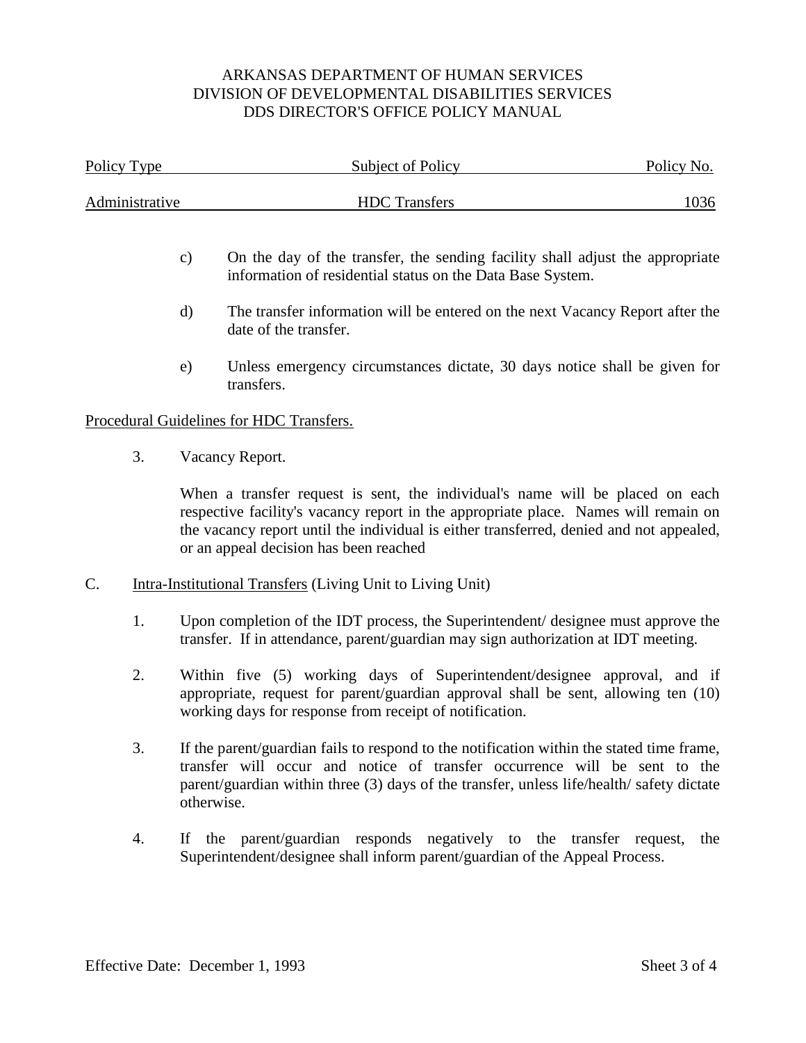c) On the day of the transfer, the sending facility shall adjust the appropriate information of residential status on the Data Base System.

d) The transfer information will be entered on the next Vacancy Report after the date of the transfer.

e) Unless emergency circumstances dictate, 30 days notice shall be given for transfers.

Procedural Guidelines for HDC Transfers.

3. Vacancy Report.

   When a transfer request is sent, the individual's name will be placed on each respective facility's vacancy report in the appropriate place. Names will remain on the vacancy report until the individual is either transferred, denied and not appealed, or an appeal decision has been reached

C. Intra-Institutional Transfers (Living Unit to Living Unit)

1. Upon completion of the IDT process, the Superintendent/ designee must approve the transfer. If in attendance, parent/guardian may sign authorization at IDT meeting.

2. Within five (5) working days of Superintendent/designee approval, and if appropriate, request for parent/guardian approval shall be sent, allowing ten (10) working days for response from receipt of notification.

3. If the parent/guardian fails to respond to the notification within the stated time frame, transfer will occur and notice of transfer occurrence will be sent to the parent/guardian within three (3) days of the transfer, unless life/health/ safety dictate otherwise.

4. If the parent/guardian responds negatively to the transfer request, the Superintendent/designee shall inform parent/guardian of the Appeal Process.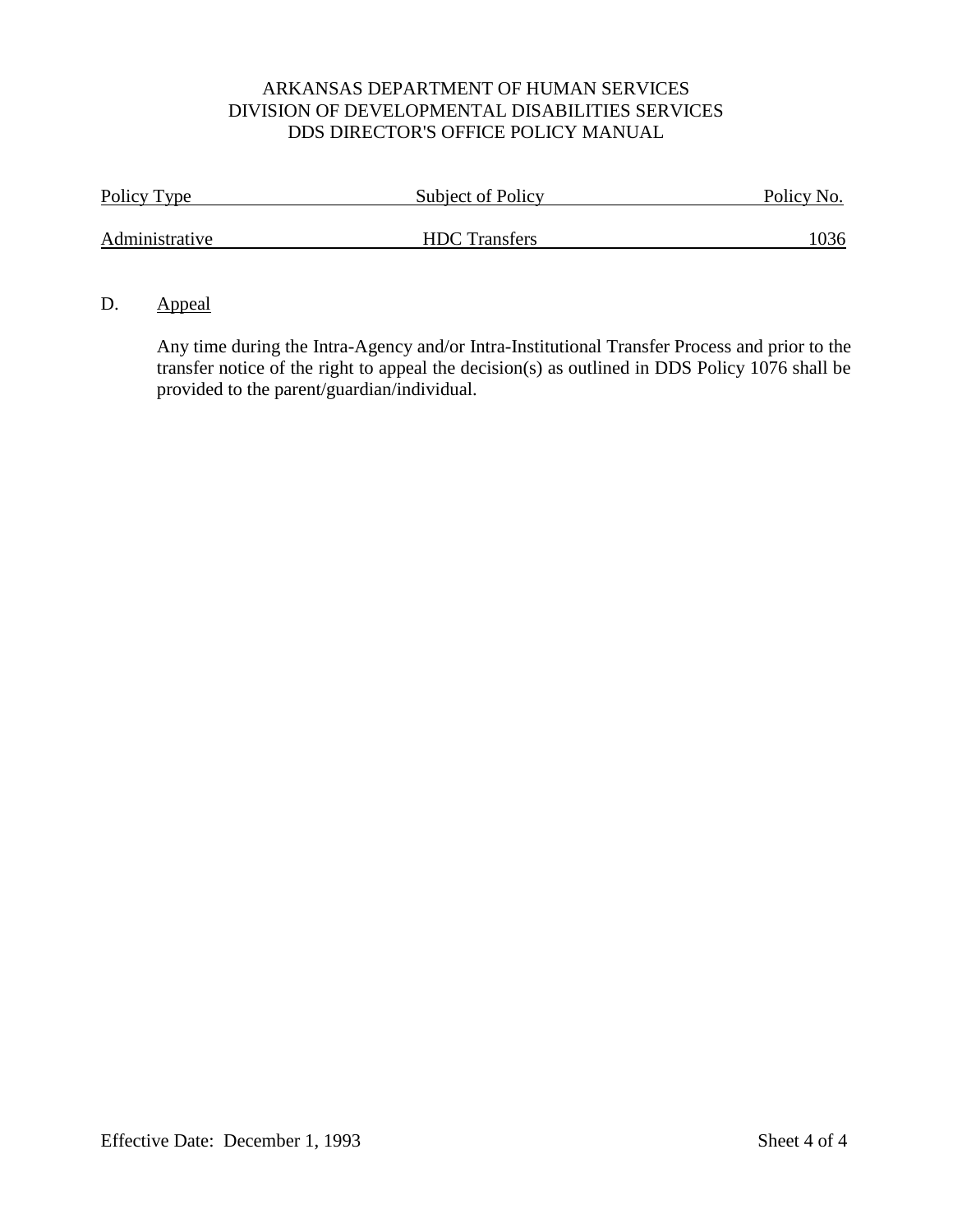D. Appeal

Any time during the Intra-Agency and/or Intra-Institutional Transfer Process and prior to the transfer notice of the right to appeal the decision(s) as outlined in DDS Policy 1076 shall be provided to the parent/guardian/individual.